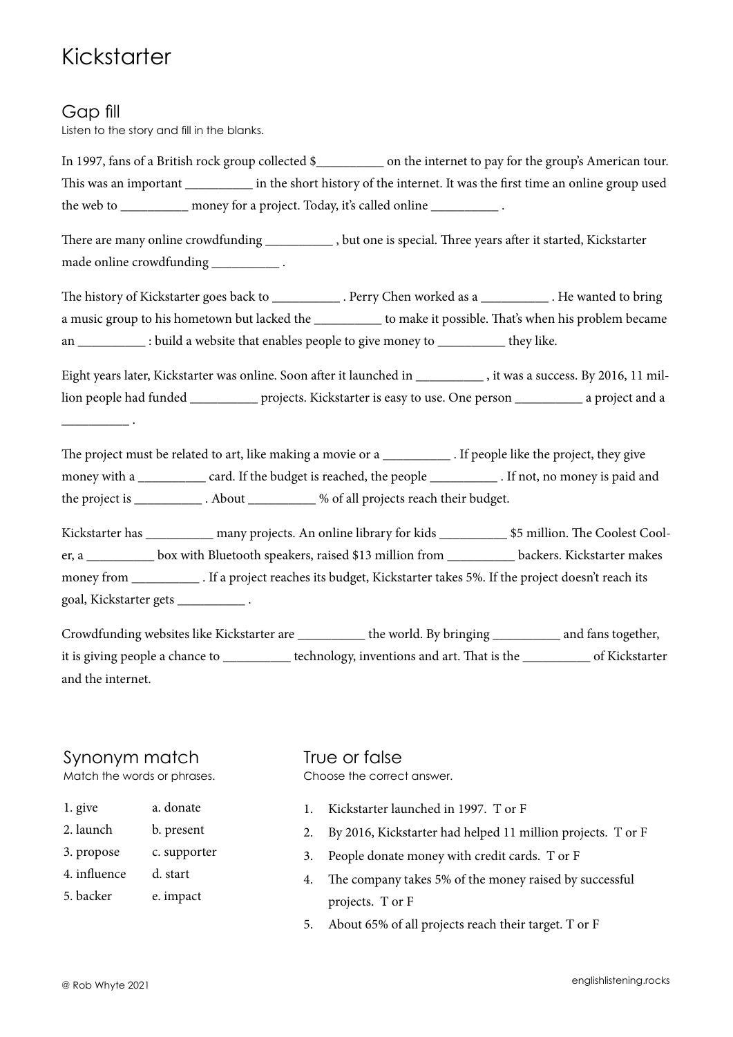# Kickstarter

## Gap fill

Listen to the story and fill in the blanks.

In 1997, fans of a British rock group collected $__________ on the internet to pay for the group's American tour. This was an important __________ in the short history of the internet. It was the first time an online group used the web to __________ money for a project. Today, it's called online __________ .

There are many online crowdfunding __________ , but one is special. Three years after it started, Kickstarter made online crowdfunding __________ .

The history of Kickstarter goes back to __________ . Perry Chen worked as a __________ . He wanted to bring a music group to his hometown but lacked the __________ to make it possible. That's when his problem became an __________ : build a website that enables people to give money to __________ they like.

Eight years later, Kickstarter was online. Soon after it launched in __________ , it was a success. By 2016, 11 million people had funded __________ projects. Kickstarter is easy to use. One person __________ a project and a __________ .

The project must be related to art, like making a movie or a __________ . If people like the project, they give money with a __________ card. If the budget is reached, the people __________ . If not, no money is paid and the project is __________ . About __________ % of all projects reach their budget.

Kickstarter has __________ many projects. An online library for kids __________ $5 million. The Coolest Cooler, a __________ box with Bluetooth speakers, raised $13 million from __________ backers. Kickstarter makes money from __________ . If a project reaches its budget, Kickstarter takes 5%. If the project doesn't reach its goal, Kickstarter gets __________ .

Crowdfunding websites like Kickstarter are __________ the world. By bringing __________ and fans together, it is giving people a chance to __________ technology, inventions and art. That is the __________ of Kickstarter and the internet.

## Synonym match

Match the words or phrases.

| | |
|---|---|
| 1. give | a. donate |
| 2. launch | b. present |
| 3. propose | c. supporter |
| 4. influence | d. start |
| 5. backer | e. impact |

## True or false

Choose the correct answer.

1. Kickstarter launched in 1997. T or F
2. By 2016, Kickstarter had helped 11 million projects. T or F
3. People donate money with credit cards. T or F
4. The company takes 5% of the money raised by successful projects. T or F
5. About 65% of all projects reach their target. T or F

© Rob Whyte 2021

englishlistening.rocks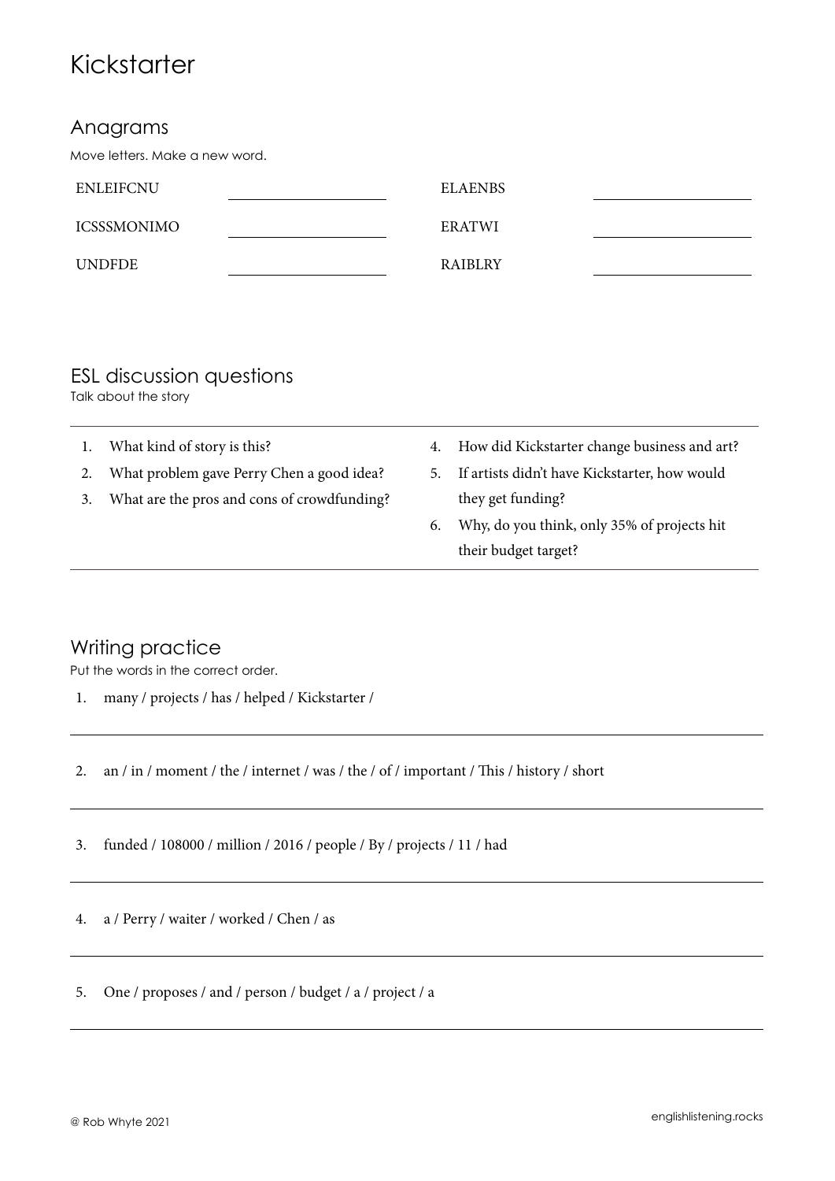# Kickstarter

## Anagrams

Move letters. Make a new word.

| | | | |
|---|---|---|---|
| ENLEIFCNU | ____________ | ELAENBS | ____________ |
| ICSSSMONIMO | ____________ | ERATWI | ____________ |
| UNDFDE | ____________ | RAIBLRY | ____________ |

## ESL discussion questions

Talk about the story

1. What kind of story is this?
2. What problem gave Perry Chen a good idea?
3. What are the pros and cons of crowdfunding?
4. How did Kickstarter change business and art?
5. If artists didn't have Kickstarter, how would they get funding?
6. Why, do you think, only 35% of projects hit their budget target?

## Writing practice

Put the words in the correct order.

1. many / projects / has / helped / Kickstarter /

2. an / in / moment / the / internet / was / the / of / important / This / history / short

3. funded / 108000 / million / 2016 / people / By / projects / 11 / had

4. a / Perry / waiter / worked / Chen / as

5. One / proposes / and / person / budget / a / project / a

© Rob Whyte 2021

englishlistening.rocks